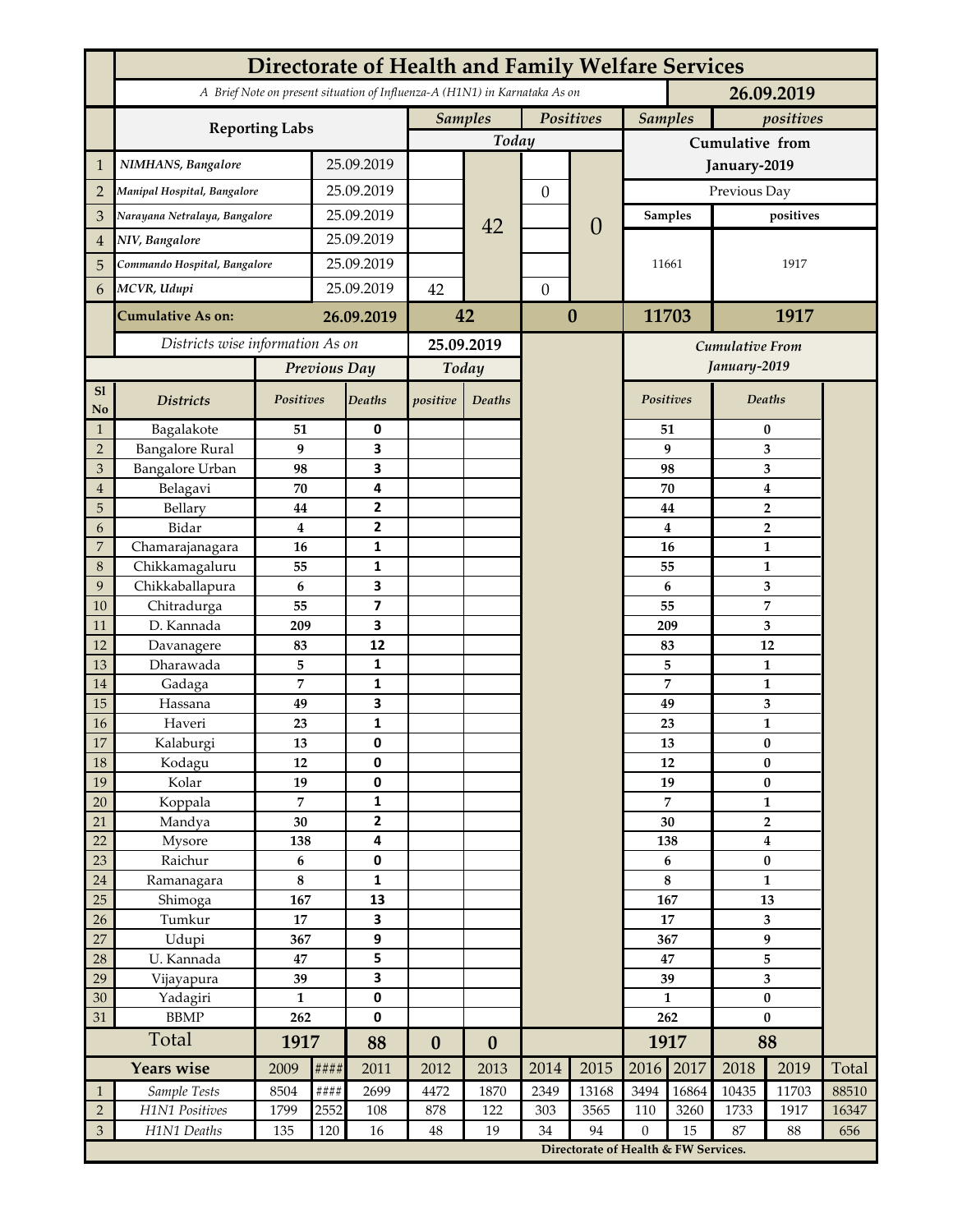# Directorate of Health and Family Welfare Services

*A Brief Note on present situation of Influenza-A (H1N1) in Karnataka As on* **26.09.2019**

| | Reporting Labs | | Samples (Today) | | Positives (Today) | | Samples (Cumulative from January-2019) | positives (Cumulative from January-2019) |
|---|---|---|---|---|---|---|---|---|
| 1 | NIMHANS, Bangalore | 25.09.2019 | | 42 | | 0 | Previous Day | |
| 2 | Manipal Hospital, Bangalore | 25.09.2019 | | | 0 | | Samples | positives |
| 3 | Narayana Netralaya, Bangalore | 25.09.2019 | | | | | 11661 | 1917 |
| 4 | NIV, Bangalore | 25.09.2019 | | | | | | |
| 5 | Commando Hospital, Bangalore | 25.09.2019 | | | | | | |
| 6 | MCVR, Udupi | 25.09.2019 | 42 | | 0 | | | |
| | **Cumulative As on:** | **26.09.2019** | **42** | | **0** | | **11703** | **1917** |

*Districts wise information As on* **25.09.2019**

| Sl No | Districts | Previous Day Positives | Previous Day Deaths | Today positive | Today Deaths | Cumulative From January-2019 Positives | Cumulative From January-2019 Deaths |
|---|---|---|---|---|---|---|---|
| 1 | Bagalakote | 51 | 0 | | | 51 | 0 |
| 2 | Bangalore Rural | 9 | 3 | | | 9 | 3 |
| 3 | Bangalore Urban | 98 | 3 | | | 98 | 3 |
| 4 | Belagavi | 70 | 4 | | | 70 | 4 |
| 5 | Bellary | 44 | 2 | | | 44 | 2 |
| 6 | Bidar | 4 | 2 | | | 4 | 2 |
| 7 | Chamarajanagara | 16 | 1 | | | 16 | 1 |
| 8 | Chikkamagaluru | 55 | 1 | | | 55 | 1 |
| 9 | Chikkaballapura | 6 | 3 | | | 6 | 3 |
| 10 | Chitradurga | 55 | 7 | | | 55 | 7 |
| 11 | D. Kannada | 209 | 3 | | | 209 | 3 |
| 12 | Davanagere | 83 | 12 | | | 83 | 12 |
| 13 | Dharawada | 5 | 1 | | | 5 | 1 |
| 14 | Gadaga | 7 | 1 | | | 7 | 1 |
| 15 | Hassana | 49 | 3 | | | 49 | 3 |
| 16 | Haveri | 23 | 1 | | | 23 | 1 |
| 17 | Kalaburgi | 13 | 0 | | | 13 | 0 |
| 18 | Kodagu | 12 | 0 | | | 12 | 0 |
| 19 | Kolar | 19 | 0 | | | 19 | 0 |
| 20 | Koppala | 7 | 1 | | | 7 | 1 |
| 21 | Mandya | 30 | 2 | | | 30 | 2 |
| 22 | Mysore | 138 | 4 | | | 138 | 4 |
| 23 | Raichur | 6 | 0 | | | 6 | 0 |
| 24 | Ramanagara | 8 | 1 | | | 8 | 1 |
| 25 | Shimoga | 167 | 13 | | | 167 | 13 |
| 26 | Tumkur | 17 | 3 | | | 17 | 3 |
| 27 | Udupi | 367 | 9 | | | 367 | 9 |
| 28 | U. Kannada | 47 | 5 | | | 47 | 5 |
| 29 | Vijayapura | 39 | 3 | | | 39 | 3 |
| 30 | Yadagiri | 1 | 0 | | | 1 | 0 |
| 31 | BBMP | 262 | 0 | | | 262 | 0 |
| | **Total** | **1917** | **88** | **0** | **0** | **1917** | **88** |

| | Years wise | 2009 | #### | 2011 | 2012 | 2013 | 2014 | 2015 | 2016 | 2017 | 2018 | 2019 | Total |
|---|---|---|---|---|---|---|---|---|---|---|---|---|---|
| 1 | Sample Tests | 8504 | #### | 2699 | 4472 | 1870 | 2349 | 13168 | 3494 | 16864 | 10435 | 11703 | 88510 |
| 2 | H1N1 Positives | 1799 | 2552 | 108 | 878 | 122 | 303 | 3565 | 110 | 3260 | 1733 | 1917 | 16347 |
| 3 | H1N1 Deaths | 135 | 120 | 16 | 48 | 19 | 34 | 94 | 0 | 15 | 87 | 88 | 656 |

**Directorate of Health & FW Services.**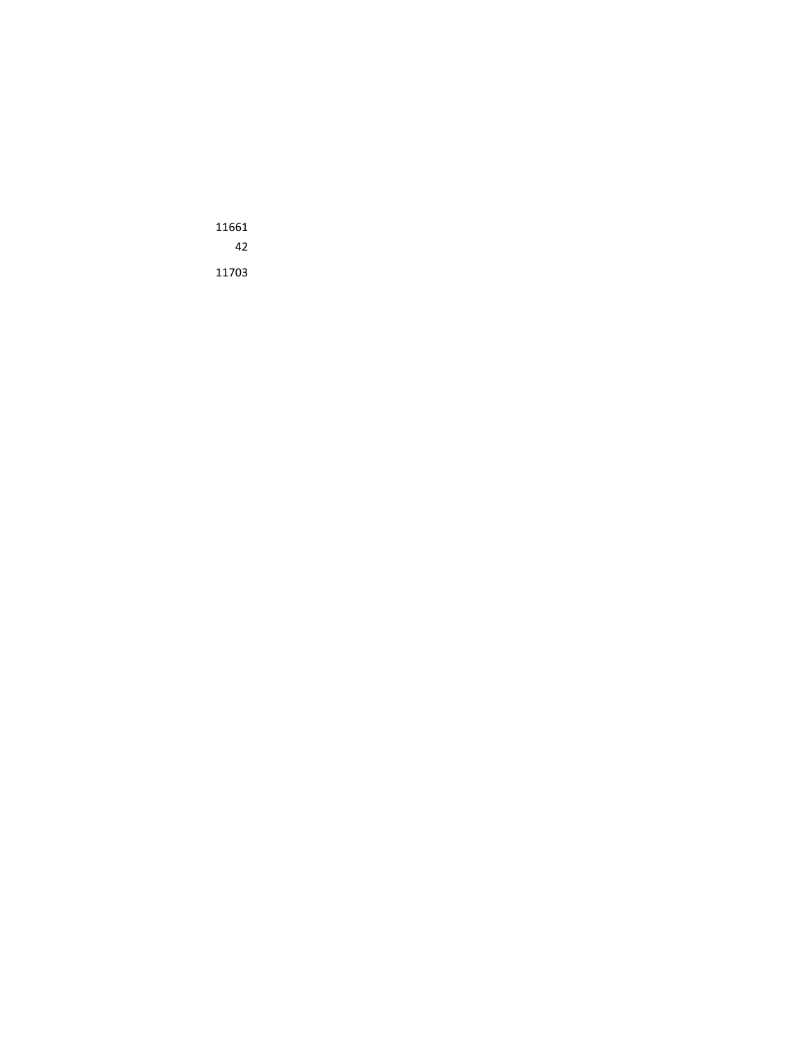11661
42
11703